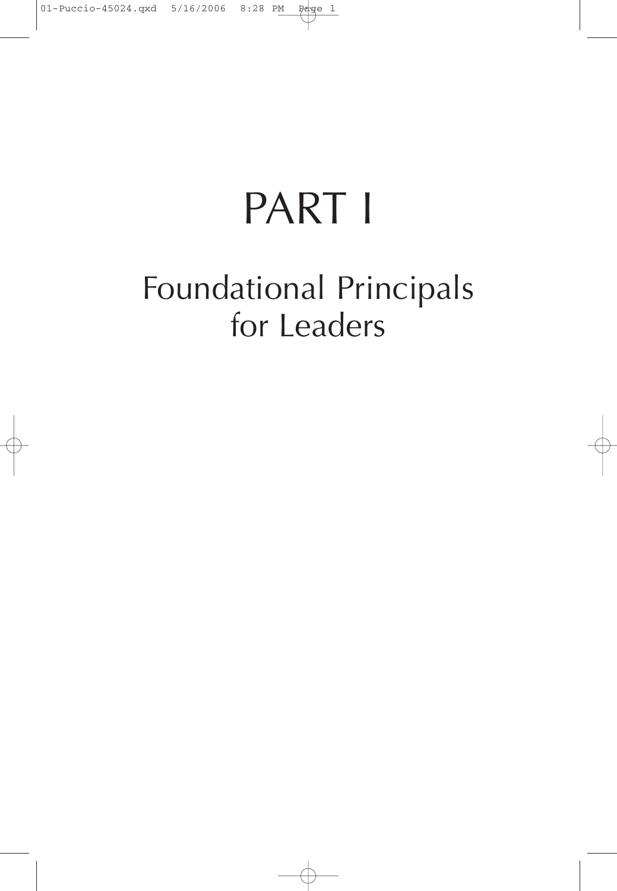# PART I

## Foundational Principals for Leaders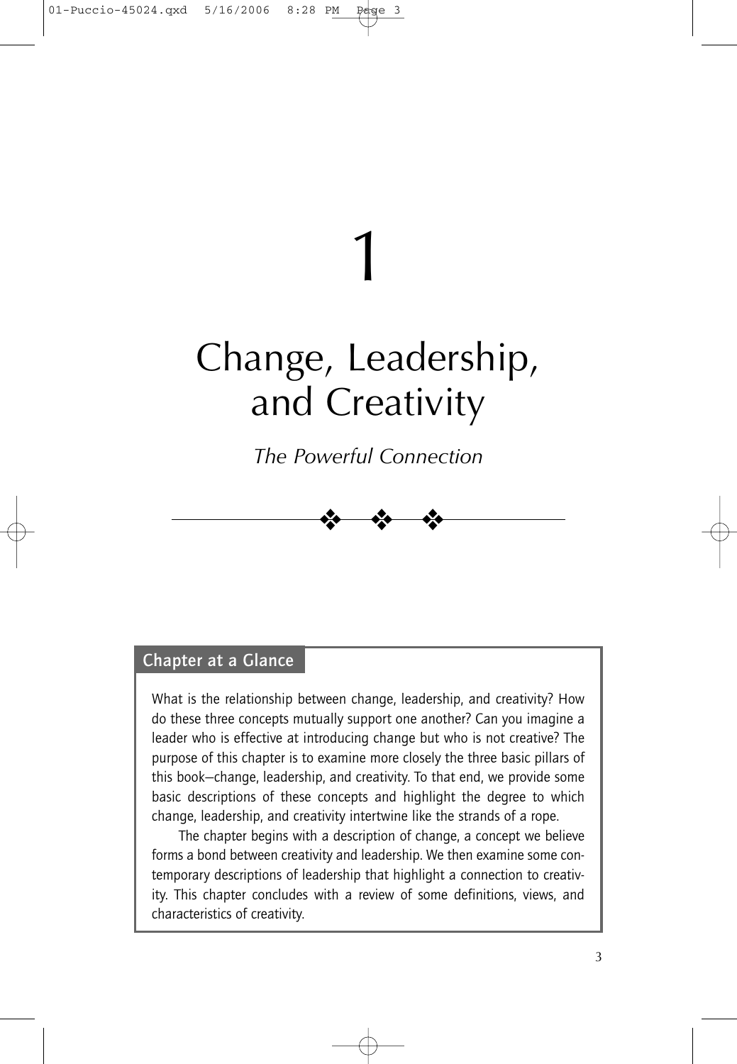# 1

# Change, Leadership, and Creativity

*The Powerful Connection*

## Chapter at a Glance

What is the relationship between change, leadership, and creativity? How do these three concepts mutually support one another? Can you imagine a leader who is effective at introducing change but who is not creative? The purpose of this chapter is to examine more closely the three basic pillars of this book—change, leadership, and creativity. To that end, we provide some basic descriptions of these concepts and highlight the degree to which change, leadership, and creativity intertwine like the strands of a rope.

The chapter begins with a description of change, a concept we believe forms a bond between creativity and leadership. We then examine some contemporary descriptions of leadership that highlight a connection to creativity. This chapter concludes with a review of some definitions, views, and characteristics of creativity.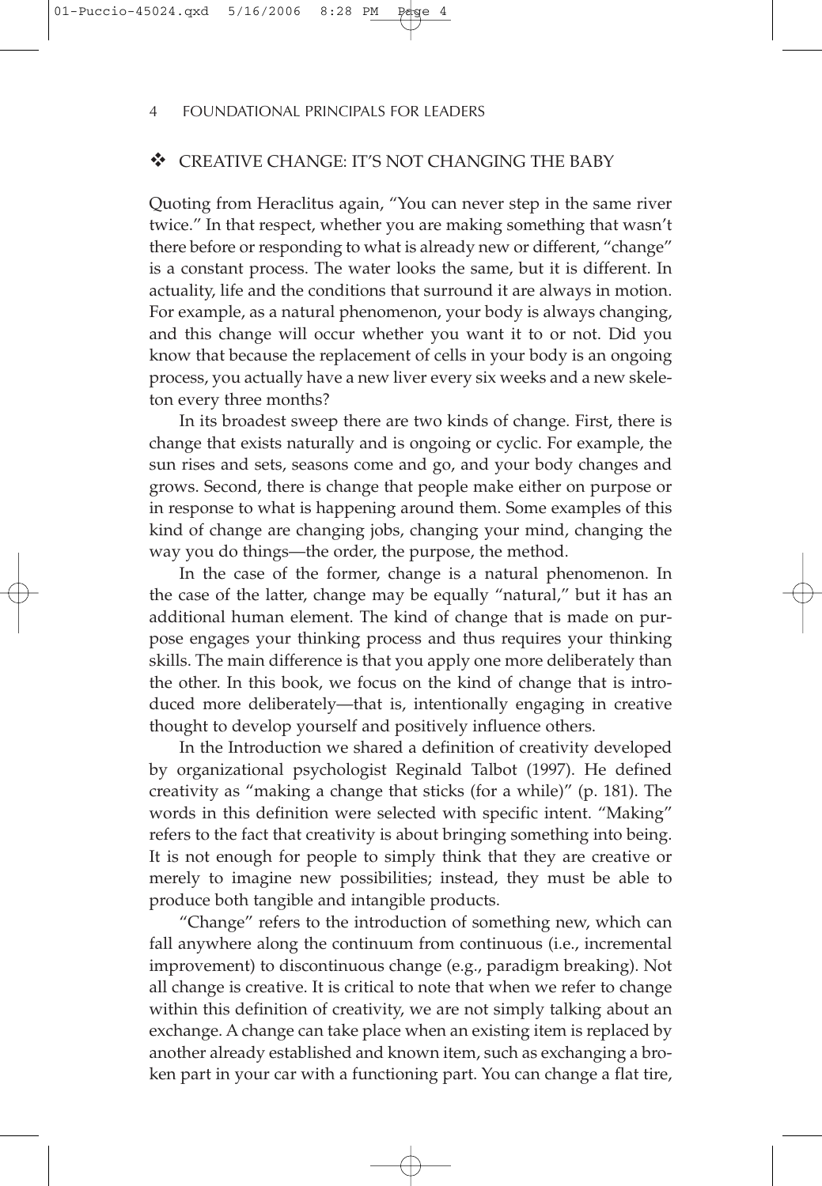## ❖ CREATIVE CHANGE: IT'S NOT CHANGING THE BABY

Quoting from Heraclitus again, "You can never step in the same river twice." In that respect, whether you are making something that wasn't there before or responding to what is already new or different, "change" is a constant process. The water looks the same, but it is different. In actuality, life and the conditions that surround it are always in motion. For example, as a natural phenomenon, your body is always changing, and this change will occur whether you want it to or not. Did you know that because the replacement of cells in your body is an ongoing process, you actually have a new liver every six weeks and a new skeleton every three months?

In its broadest sweep there are two kinds of change. First, there is change that exists naturally and is ongoing or cyclic. For example, the sun rises and sets, seasons come and go, and your body changes and grows. Second, there is change that people make either on purpose or in response to what is happening around them. Some examples of this kind of change are changing jobs, changing your mind, changing the way you do things—the order, the purpose, the method.

In the case of the former, change is a natural phenomenon. In the case of the latter, change may be equally "natural," but it has an additional human element. The kind of change that is made on purpose engages your thinking process and thus requires your thinking skills. The main difference is that you apply one more deliberately than the other. In this book, we focus on the kind of change that is introduced more deliberately—that is, intentionally engaging in creative thought to develop yourself and positively influence others.

In the Introduction we shared a definition of creativity developed by organizational psychologist Reginald Talbot (1997). He defined creativity as "making a change that sticks (for a while)" (p. 181). The words in this definition were selected with specific intent. "Making" refers to the fact that creativity is about bringing something into being. It is not enough for people to simply think that they are creative or merely to imagine new possibilities; instead, they must be able to produce both tangible and intangible products.

"Change" refers to the introduction of something new, which can fall anywhere along the continuum from continuous (i.e., incremental improvement) to discontinuous change (e.g., paradigm breaking). Not all change is creative. It is critical to note that when we refer to change within this definition of creativity, we are not simply talking about an exchange. A change can take place when an existing item is replaced by another already established and known item, such as exchanging a broken part in your car with a functioning part. You can change a flat tire,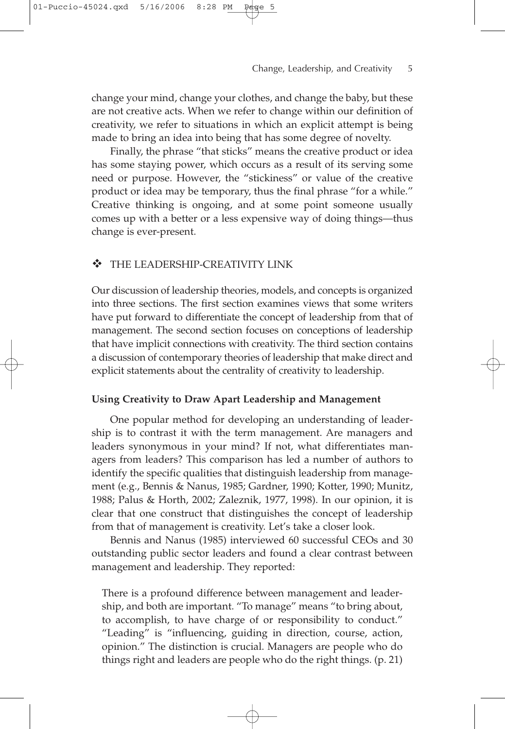change your mind, change your clothes, and change the baby, but these are not creative acts. When we refer to change within our definition of creativity, we refer to situations in which an explicit attempt is being made to bring an idea into being that has some degree of novelty.

Finally, the phrase "that sticks" means the creative product or idea has some staying power, which occurs as a result of its serving some need or purpose. However, the "stickiness" or value of the creative product or idea may be temporary, thus the final phrase "for a while." Creative thinking is ongoing, and at some point someone usually comes up with a better or a less expensive way of doing things—thus change is ever-present.

## ❖ THE LEADERSHIP-CREATIVITY LINK

Our discussion of leadership theories, models, and concepts is organized into three sections. The first section examines views that some writers have put forward to differentiate the concept of leadership from that of management. The second section focuses on conceptions of leadership that have implicit connections with creativity. The third section contains a discussion of contemporary theories of leadership that make direct and explicit statements about the centrality of creativity to leadership.

### Using Creativity to Draw Apart Leadership and Management

One popular method for developing an understanding of leadership is to contrast it with the term management. Are managers and leaders synonymous in your mind? If not, what differentiates managers from leaders? This comparison has led a number of authors to identify the specific qualities that distinguish leadership from management (e.g., Bennis & Nanus, 1985; Gardner, 1990; Kotter, 1990; Munitz, 1988; Palus & Horth, 2002; Zaleznik, 1977, 1998). In our opinion, it is clear that one construct that distinguishes the concept of leadership from that of management is creativity. Let's take a closer look.

Bennis and Nanus (1985) interviewed 60 successful CEOs and 30 outstanding public sector leaders and found a clear contrast between management and leadership. They reported:

> There is a profound difference between management and leadership, and both are important. "To manage" means "to bring about, to accomplish, to have charge of or responsibility to conduct." "Leading" is "influencing, guiding in direction, course, action, opinion." The distinction is crucial. Managers are people who do things right and leaders are people who do the right things. (p. 21)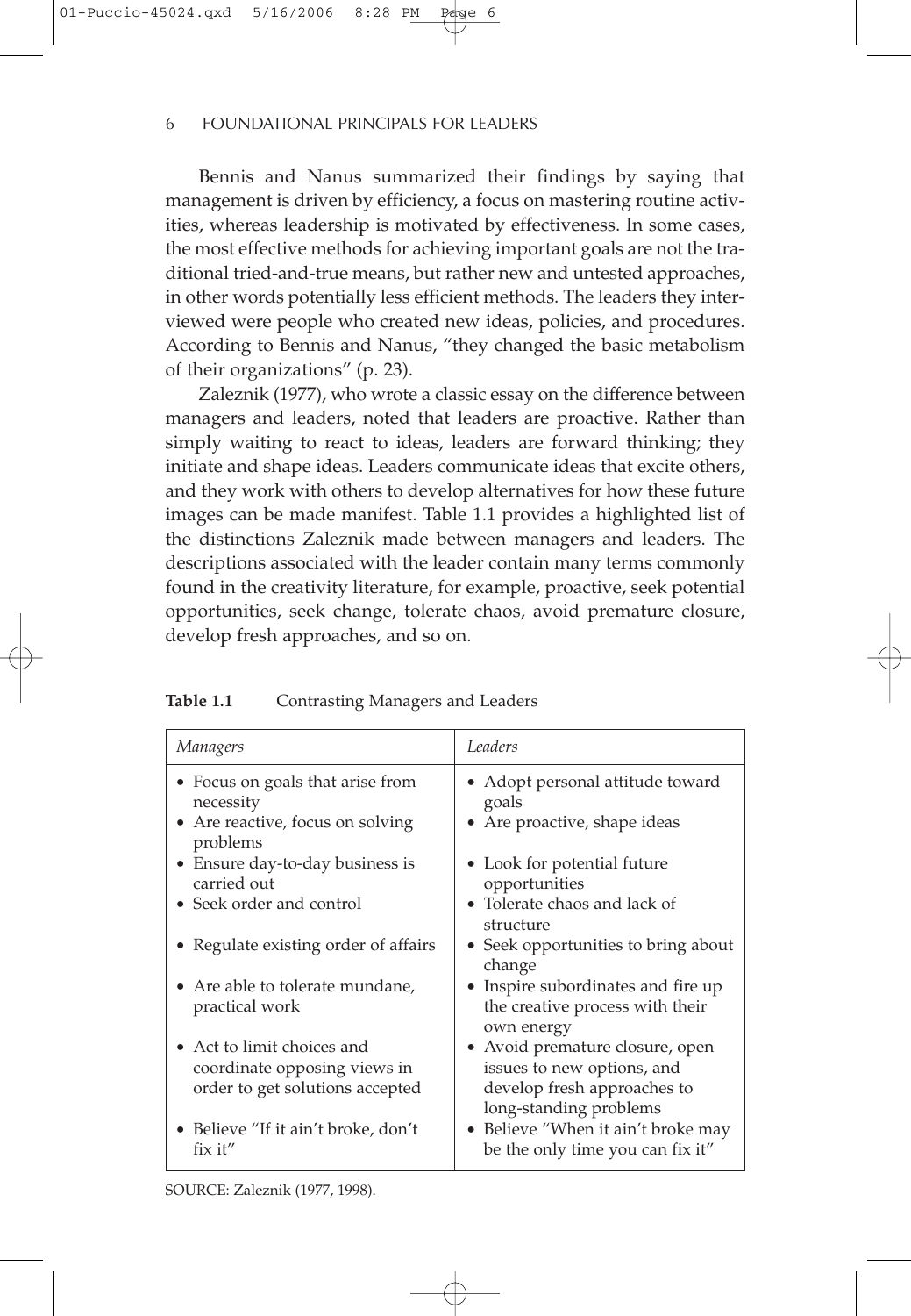Bennis and Nanus summarized their findings by saying that management is driven by efficiency, a focus on mastering routine activities, whereas leadership is motivated by effectiveness. In some cases, the most effective methods for achieving important goals are not the traditional tried-and-true means, but rather new and untested approaches, in other words potentially less efficient methods. The leaders they interviewed were people who created new ideas, policies, and procedures. According to Bennis and Nanus, "they changed the basic metabolism of their organizations" (p. 23).

Zaleznik (1977), who wrote a classic essay on the difference between managers and leaders, noted that leaders are proactive. Rather than simply waiting to react to ideas, leaders are forward thinking; they initiate and shape ideas. Leaders communicate ideas that excite others, and they work with others to develop alternatives for how these future images can be made manifest. Table 1.1 provides a highlighted list of the distinctions Zaleznik made between managers and leaders. The descriptions associated with the leader contain many terms commonly found in the creativity literature, for example, proactive, seek potential opportunities, seek change, tolerate chaos, avoid premature closure, develop fresh approaches, and so on.

**Table 1.1** Contrasting Managers and Leaders

| *Managers* | *Leaders* |
|---|---|
| • Focus on goals that arise from necessity | • Adopt personal attitude toward goals |
| • Are reactive, focus on solving problems | • Are proactive, shape ideas |
| • Ensure day-to-day business is carried out | • Look for potential future opportunities |
| • Seek order and control | • Tolerate chaos and lack of structure |
| • Regulate existing order of affairs | • Seek opportunities to bring about change |
| • Are able to tolerate mundane, practical work | • Inspire subordinates and fire up the creative process with their own energy |
| • Act to limit choices and coordinate opposing views in order to get solutions accepted | • Avoid premature closure, open issues to new options, and develop fresh approaches to long-standing problems |
| • Believe "If it ain't broke, don't fix it" | • Believe "When it ain't broke may be the only time you can fix it" |

SOURCE: Zaleznik (1977, 1998).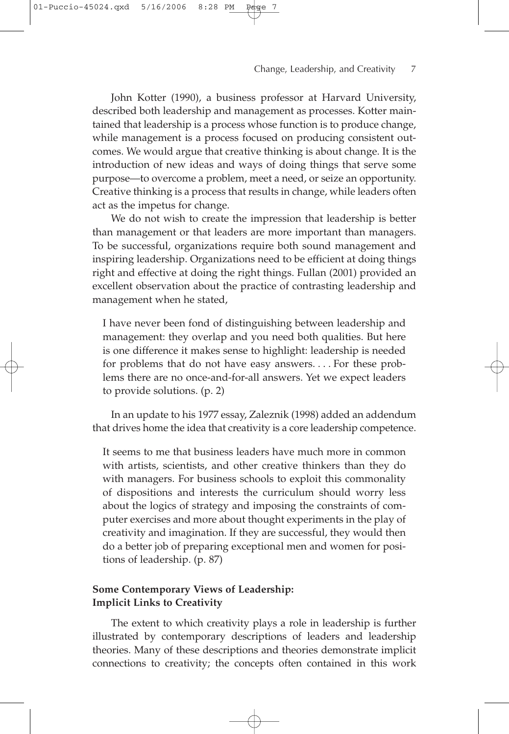John Kotter (1990), a business professor at Harvard University, described both leadership and management as processes. Kotter maintained that leadership is a process whose function is to produce change, while management is a process focused on producing consistent outcomes. We would argue that creative thinking is about change. It is the introduction of new ideas and ways of doing things that serve some purpose—to overcome a problem, meet a need, or seize an opportunity. Creative thinking is a process that results in change, while leaders often act as the impetus for change.

We do not wish to create the impression that leadership is better than management or that leaders are more important than managers. To be successful, organizations require both sound management and inspiring leadership. Organizations need to be efficient at doing things right and effective at doing the right things. Fullan (2001) provided an excellent observation about the practice of contrasting leadership and management when he stated,

> I have never been fond of distinguishing between leadership and management: they overlap and you need both qualities. But here is one difference it makes sense to highlight: leadership is needed for problems that do not have easy answers. . . . For these problems there are no once-and-for-all answers. Yet we expect leaders to provide solutions. (p. 2)

In an update to his 1977 essay, Zaleznik (1998) added an addendum that drives home the idea that creativity is a core leadership competence.

> It seems to me that business leaders have much more in common with artists, scientists, and other creative thinkers than they do with managers. For business schools to exploit this commonality of dispositions and interests the curriculum should worry less about the logics of strategy and imposing the constraints of computer exercises and more about thought experiments in the play of creativity and imagination. If they are successful, they would then do a better job of preparing exceptional men and women for positions of leadership. (p. 87)

### Some Contemporary Views of Leadership: Implicit Links to Creativity

The extent to which creativity plays a role in leadership is further illustrated by contemporary descriptions of leaders and leadership theories. Many of these descriptions and theories demonstrate implicit connections to creativity; the concepts often contained in this work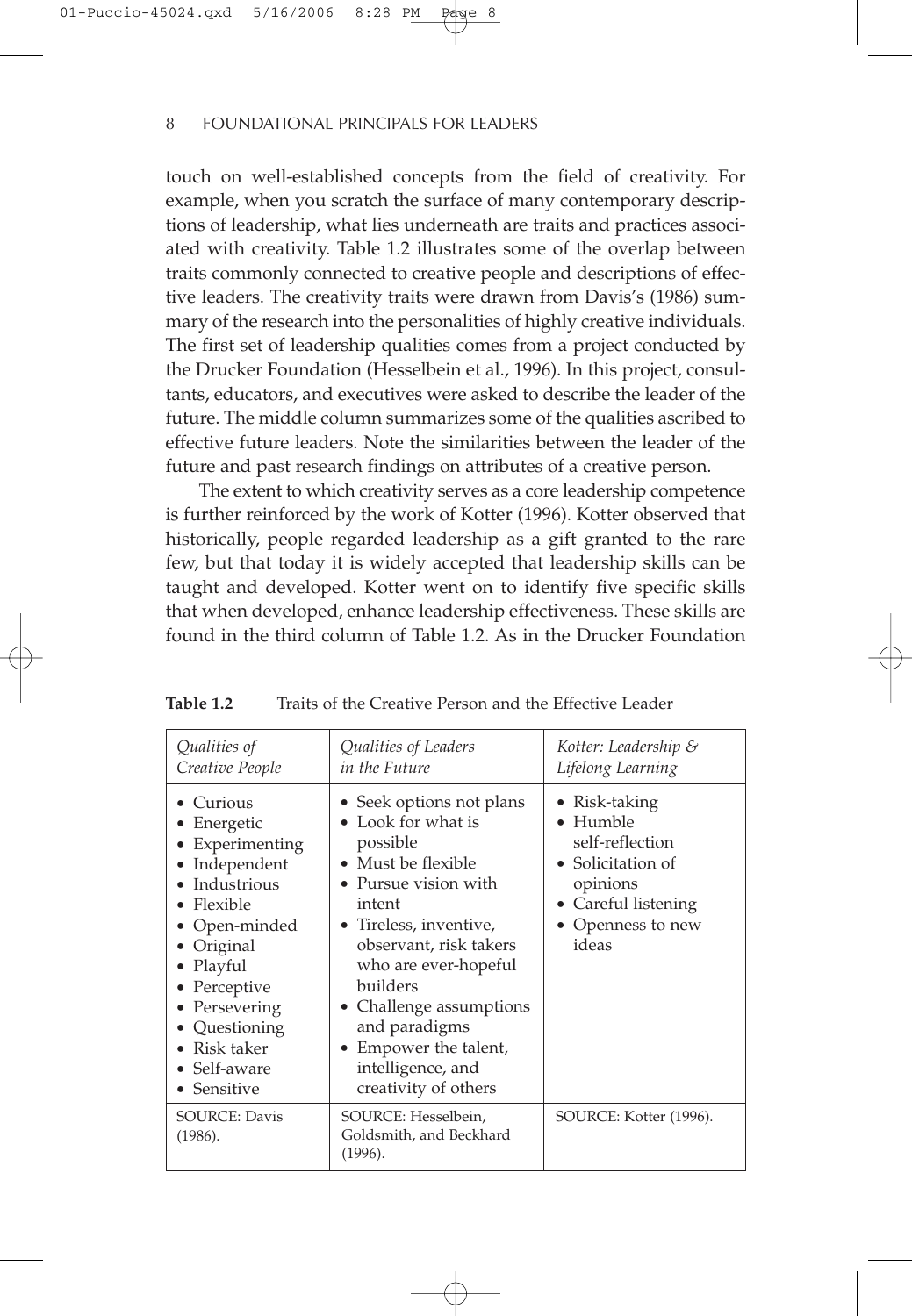touch on well-established concepts from the field of creativity. For example, when you scratch the surface of many contemporary descriptions of leadership, what lies underneath are traits and practices associated with creativity. Table 1.2 illustrates some of the overlap between traits commonly connected to creative people and descriptions of effective leaders. The creativity traits were drawn from Davis's (1986) summary of the research into the personalities of highly creative individuals. The first set of leadership qualities comes from a project conducted by the Drucker Foundation (Hesselbein et al., 1996). In this project, consultants, educators, and executives were asked to describe the leader of the future. The middle column summarizes some of the qualities ascribed to effective future leaders. Note the similarities between the leader of the future and past research findings on attributes of a creative person.

The extent to which creativity serves as a core leadership competence is further reinforced by the work of Kotter (1996). Kotter observed that historically, people regarded leadership as a gift granted to the rare few, but that today it is widely accepted that leadership skills can be taught and developed. Kotter went on to identify five specific skills that when developed, enhance leadership effectiveness. These skills are found in the third column of Table 1.2. As in the Drucker Foundation

**Table 1.2** Traits of the Creative Person and the Effective Leader

| *Qualities of Creative People* | *Qualities of Leaders in the Future* | *Kotter: Leadership & Lifelong Learning* |
|---|---|---|
| • Curious<br>• Energetic<br>• Experimenting<br>• Independent<br>• Industrious<br>• Flexible<br>• Open-minded<br>• Original<br>• Playful<br>• Perceptive<br>• Persevering<br>• Questioning<br>• Risk taker<br>• Self-aware<br>• Sensitive | • Seek options not plans<br>• Look for what is possible<br>• Must be flexible<br>• Pursue vision with intent<br>• Tireless, inventive, observant, risk takers who are ever-hopeful builders<br>• Challenge assumptions and paradigms<br>• Empower the talent, intelligence, and creativity of others | • Risk-taking<br>• Humble self-reflection<br>• Solicitation of opinions<br>• Careful listening<br>• Openness to new ideas |
| SOURCE: Davis (1986). | SOURCE: Hesselbein, Goldsmith, and Beckhard (1996). | SOURCE: Kotter (1996). |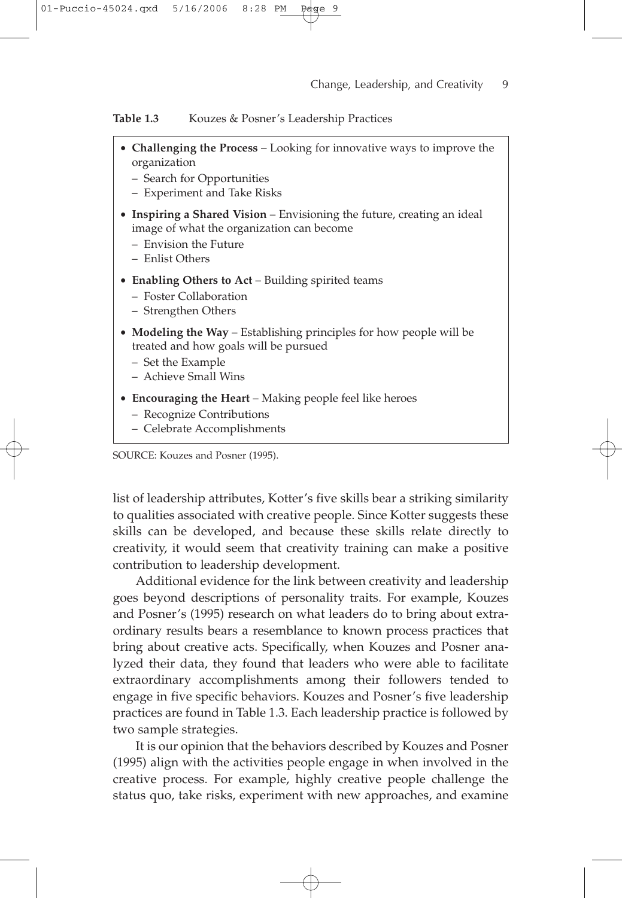**Table 1.3** Kouzes & Posner's Leadership Practices

- **Challenging the Process** – Looking for innovative ways to improve the organization
  - Search for Opportunities
  - Experiment and Take Risks
- **Inspiring a Shared Vision** – Envisioning the future, creating an ideal image of what the organization can become
  - Envision the Future
  - Enlist Others
- **Enabling Others to Act** – Building spirited teams
  - Foster Collaboration
  - Strengthen Others
- **Modeling the Way** – Establishing principles for how people will be treated and how goals will be pursued
  - Set the Example
  - Achieve Small Wins
- **Encouraging the Heart** – Making people feel like heroes
  - Recognize Contributions
  - Celebrate Accomplishments

SOURCE: Kouzes and Posner (1995).

list of leadership attributes, Kotter's five skills bear a striking similarity to qualities associated with creative people. Since Kotter suggests these skills can be developed, and because these skills relate directly to creativity, it would seem that creativity training can make a positive contribution to leadership development.

Additional evidence for the link between creativity and leadership goes beyond descriptions of personality traits. For example, Kouzes and Posner's (1995) research on what leaders do to bring about extraordinary results bears a resemblance to known process practices that bring about creative acts. Specifically, when Kouzes and Posner analyzed their data, they found that leaders who were able to facilitate extraordinary accomplishments among their followers tended to engage in five specific behaviors. Kouzes and Posner's five leadership practices are found in Table 1.3. Each leadership practice is followed by two sample strategies.

It is our opinion that the behaviors described by Kouzes and Posner (1995) align with the activities people engage in when involved in the creative process. For example, highly creative people challenge the status quo, take risks, experiment with new approaches, and examine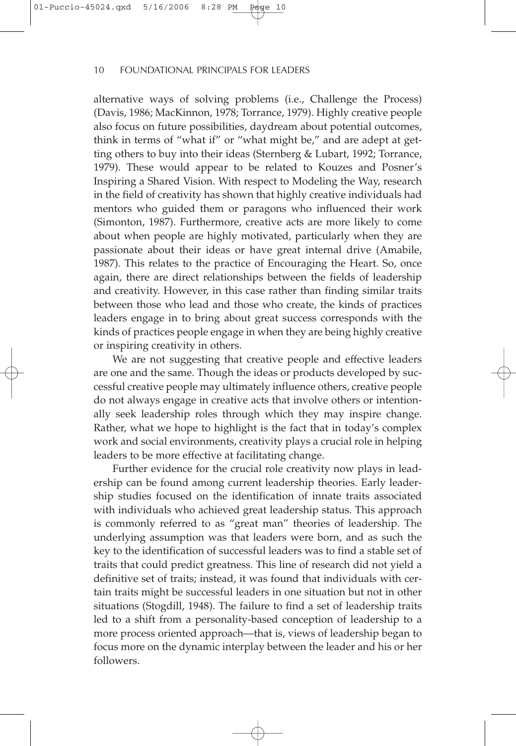alternative ways of solving problems (i.e., Challenge the Process) (Davis, 1986; MacKinnon, 1978; Torrance, 1979). Highly creative people also focus on future possibilities, daydream about potential outcomes, think in terms of "what if" or "what might be," and are adept at getting others to buy into their ideas (Sternberg & Lubart, 1992; Torrance, 1979). These would appear to be related to Kouzes and Posner's Inspiring a Shared Vision. With respect to Modeling the Way, research in the field of creativity has shown that highly creative individuals had mentors who guided them or paragons who influenced their work (Simonton, 1987). Furthermore, creative acts are more likely to come about when people are highly motivated, particularly when they are passionate about their ideas or have great internal drive (Amabile, 1987). This relates to the practice of Encouraging the Heart. So, once again, there are direct relationships between the fields of leadership and creativity. However, in this case rather than finding similar traits between those who lead and those who create, the kinds of practices leaders engage in to bring about great success corresponds with the kinds of practices people engage in when they are being highly creative or inspiring creativity in others.

We are not suggesting that creative people and effective leaders are one and the same. Though the ideas or products developed by successful creative people may ultimately influence others, creative people do not always engage in creative acts that involve others or intentionally seek leadership roles through which they may inspire change. Rather, what we hope to highlight is the fact that in today's complex work and social environments, creativity plays a crucial role in helping leaders to be more effective at facilitating change.

Further evidence for the crucial role creativity now plays in leadership can be found among current leadership theories. Early leadership studies focused on the identification of innate traits associated with individuals who achieved great leadership status. This approach is commonly referred to as "great man" theories of leadership. The underlying assumption was that leaders were born, and as such the key to the identification of successful leaders was to find a stable set of traits that could predict greatness. This line of research did not yield a definitive set of traits; instead, it was found that individuals with certain traits might be successful leaders in one situation but not in other situations (Stogdill, 1948). The failure to find a set of leadership traits led to a shift from a personality-based conception of leadership to a more process oriented approach—that is, views of leadership began to focus more on the dynamic interplay between the leader and his or her followers.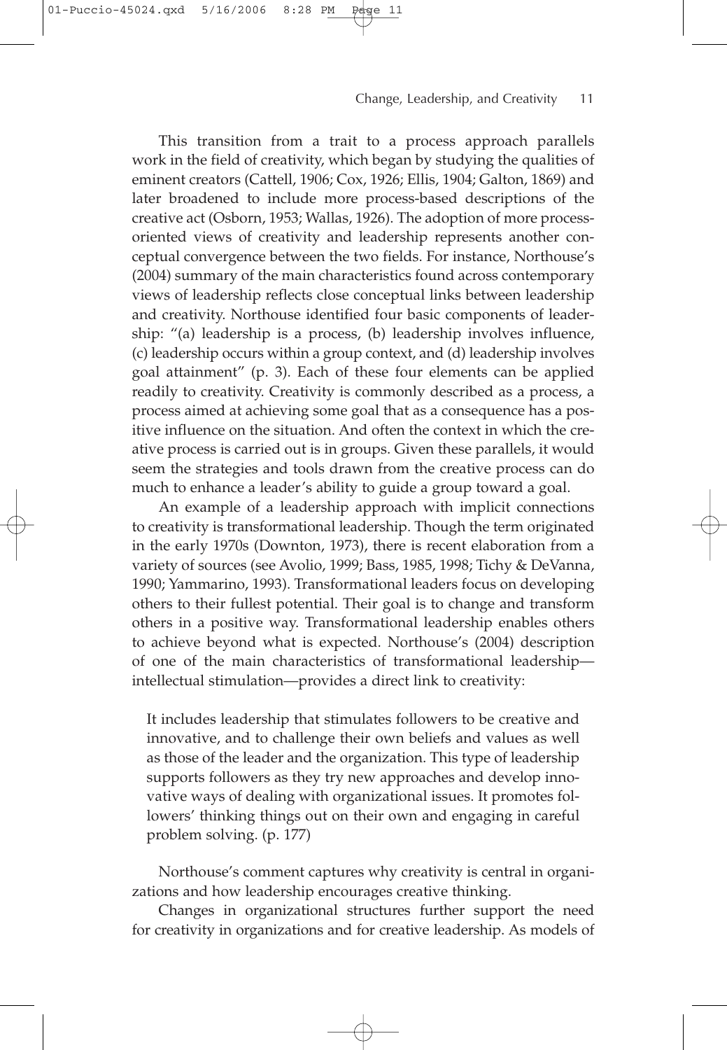This transition from a trait to a process approach parallels work in the field of creativity, which began by studying the qualities of eminent creators (Cattell, 1906; Cox, 1926; Ellis, 1904; Galton, 1869) and later broadened to include more process-based descriptions of the creative act (Osborn, 1953; Wallas, 1926). The adoption of more process-oriented views of creativity and leadership represents another conceptual convergence between the two fields. For instance, Northouse's (2004) summary of the main characteristics found across contemporary views of leadership reflects close conceptual links between leadership and creativity. Northouse identified four basic components of leadership: "(a) leadership is a process, (b) leadership involves influence, (c) leadership occurs within a group context, and (d) leadership involves goal attainment" (p. 3). Each of these four elements can be applied readily to creativity. Creativity is commonly described as a process, a process aimed at achieving some goal that as a consequence has a positive influence on the situation. And often the context in which the creative process is carried out is in groups. Given these parallels, it would seem the strategies and tools drawn from the creative process can do much to enhance a leader's ability to guide a group toward a goal.

An example of a leadership approach with implicit connections to creativity is transformational leadership. Though the term originated in the early 1970s (Downton, 1973), there is recent elaboration from a variety of sources (see Avolio, 1999; Bass, 1985, 1998; Tichy & DeVanna, 1990; Yammarino, 1993). Transformational leaders focus on developing others to their fullest potential. Their goal is to change and transform others in a positive way. Transformational leadership enables others to achieve beyond what is expected. Northouse's (2004) description of one of the main characteristics of transformational leadership—intellectual stimulation—provides a direct link to creativity:

> It includes leadership that stimulates followers to be creative and innovative, and to challenge their own beliefs and values as well as those of the leader and the organization. This type of leadership supports followers as they try new approaches and develop innovative ways of dealing with organizational issues. It promotes followers' thinking things out on their own and engaging in careful problem solving. (p. 177)

Northouse's comment captures why creativity is central in organizations and how leadership encourages creative thinking.

Changes in organizational structures further support the need for creativity in organizations and for creative leadership. As models of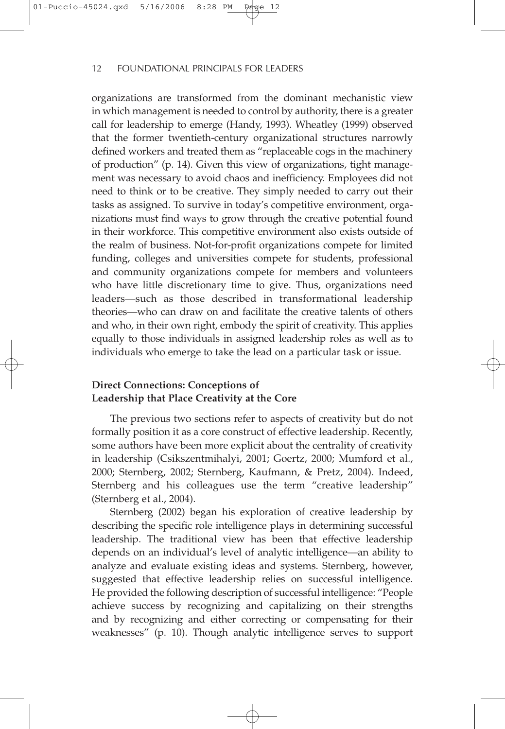organizations are transformed from the dominant mechanistic view in which management is needed to control by authority, there is a greater call for leadership to emerge (Handy, 1993). Wheatley (1999) observed that the former twentieth-century organizational structures narrowly defined workers and treated them as "replaceable cogs in the machinery of production" (p. 14). Given this view of organizations, tight management was necessary to avoid chaos and inefficiency. Employees did not need to think or to be creative. They simply needed to carry out their tasks as assigned. To survive in today's competitive environment, organizations must find ways to grow through the creative potential found in their workforce. This competitive environment also exists outside of the realm of business. Not-for-profit organizations compete for limited funding, colleges and universities compete for students, professional and community organizations compete for members and volunteers who have little discretionary time to give. Thus, organizations need leaders—such as those described in transformational leadership theories—who can draw on and facilitate the creative talents of others and who, in their own right, embody the spirit of creativity. This applies equally to those individuals in assigned leadership roles as well as to individuals who emerge to take the lead on a particular task or issue.

### Direct Connections: Conceptions of Leadership that Place Creativity at the Core

The previous two sections refer to aspects of creativity but do not formally position it as a core construct of effective leadership. Recently, some authors have been more explicit about the centrality of creativity in leadership (Csikszentmihalyi, 2001; Goertz, 2000; Mumford et al., 2000; Sternberg, 2002; Sternberg, Kaufmann, & Pretz, 2004). Indeed, Sternberg and his colleagues use the term "creative leadership" (Sternberg et al., 2004).

Sternberg (2002) began his exploration of creative leadership by describing the specific role intelligence plays in determining successful leadership. The traditional view has been that effective leadership depends on an individual's level of analytic intelligence—an ability to analyze and evaluate existing ideas and systems. Sternberg, however, suggested that effective leadership relies on successful intelligence. He provided the following description of successful intelligence: "People achieve success by recognizing and capitalizing on their strengths and by recognizing and either correcting or compensating for their weaknesses" (p. 10). Though analytic intelligence serves to support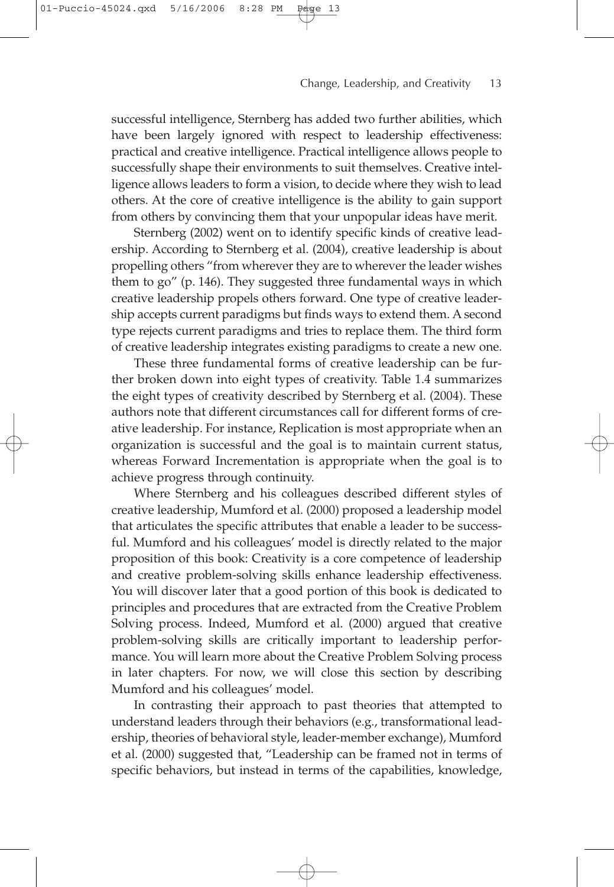successful intelligence, Sternberg has added two further abilities, which have been largely ignored with respect to leadership effectiveness: practical and creative intelligence. Practical intelligence allows people to successfully shape their environments to suit themselves. Creative intelligence allows leaders to form a vision, to decide where they wish to lead others. At the core of creative intelligence is the ability to gain support from others by convincing them that your unpopular ideas have merit.

Sternberg (2002) went on to identify specific kinds of creative leadership. According to Sternberg et al. (2004), creative leadership is about propelling others "from wherever they are to wherever the leader wishes them to go" (p. 146). They suggested three fundamental ways in which creative leadership propels others forward. One type of creative leadership accepts current paradigms but finds ways to extend them. A second type rejects current paradigms and tries to replace them. The third form of creative leadership integrates existing paradigms to create a new one.

These three fundamental forms of creative leadership can be further broken down into eight types of creativity. Table 1.4 summarizes the eight types of creativity described by Sternberg et al. (2004). These authors note that different circumstances call for different forms of creative leadership. For instance, Replication is most appropriate when an organization is successful and the goal is to maintain current status, whereas Forward Incrementation is appropriate when the goal is to achieve progress through continuity.

Where Sternberg and his colleagues described different styles of creative leadership, Mumford et al. (2000) proposed a leadership model that articulates the specific attributes that enable a leader to be successful. Mumford and his colleagues' model is directly related to the major proposition of this book: Creativity is a core competence of leadership and creative problem-solving skills enhance leadership effectiveness. You will discover later that a good portion of this book is dedicated to principles and procedures that are extracted from the Creative Problem Solving process. Indeed, Mumford et al. (2000) argued that creative problem-solving skills are critically important to leadership performance. You will learn more about the Creative Problem Solving process in later chapters. For now, we will close this section by describing Mumford and his colleagues' model.

In contrasting their approach to past theories that attempted to understand leaders through their behaviors (e.g., transformational leadership, theories of behavioral style, leader-member exchange), Mumford et al. (2000) suggested that, "Leadership can be framed not in terms of specific behaviors, but instead in terms of the capabilities, knowledge,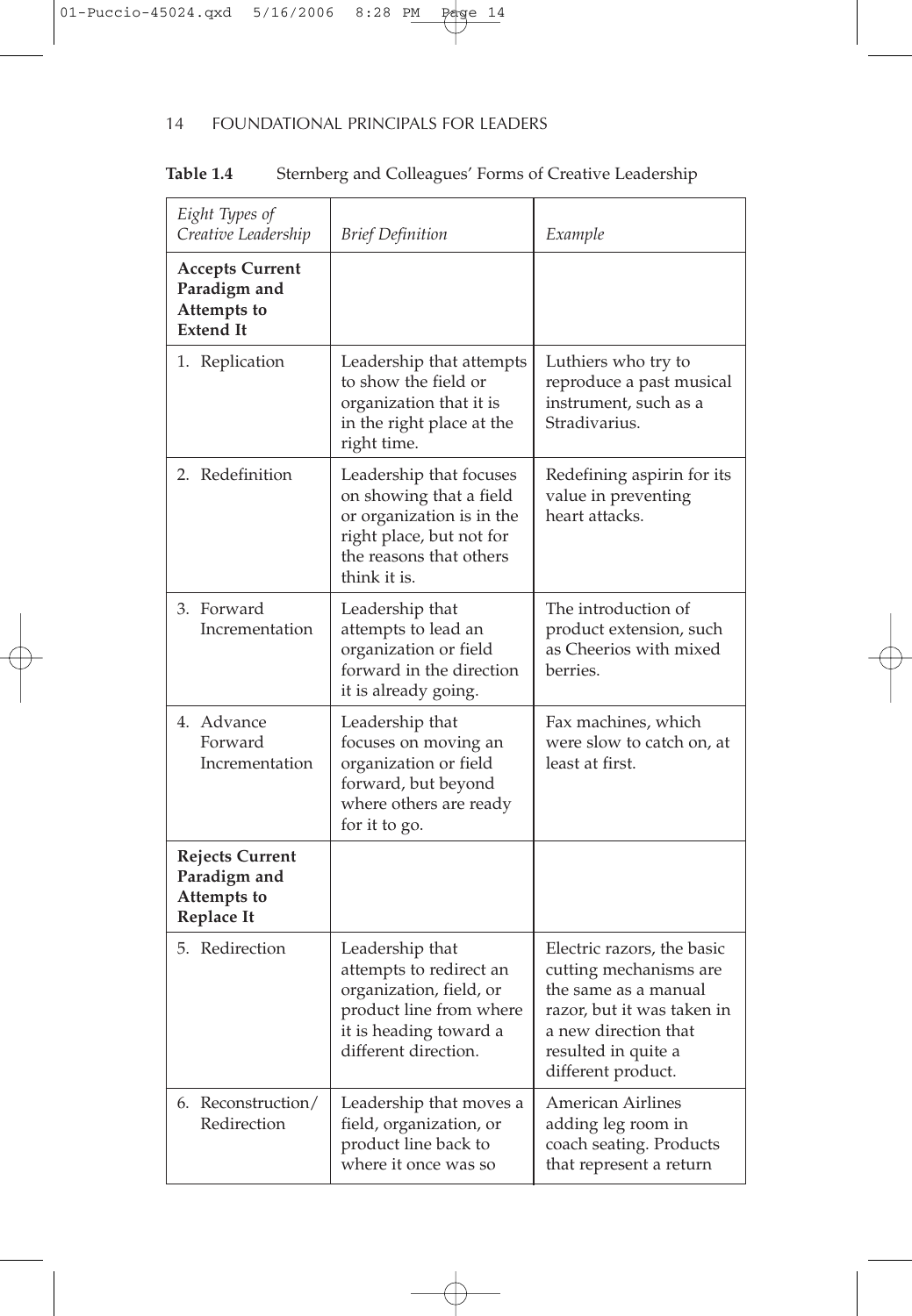**Table 1.4** Sternberg and Colleagues' Forms of Creative Leadership

| *Eight Types of Creative Leadership* | *Brief Definition* | *Example* |
|---|---|---|
| **Accepts Current Paradigm and Attempts to Extend It** | | |
| 1. Replication | Leadership that attempts to show the field or organization that it is in the right place at the right time. | Luthiers who try to reproduce a past musical instrument, such as a Stradivarius. |
| 2. Redefinition | Leadership that focuses on showing that a field or organization is in the right place, but not for the reasons that others think it is. | Redefining aspirin for its value in preventing heart attacks. |
| 3. Forward Incrementation | Leadership that attempts to lead an organization or field forward in the direction it is already going. | The introduction of product extension, such as Cheerios with mixed berries. |
| 4. Advance Forward Incrementation | Leadership that focuses on moving an organization or field forward, but beyond where others are ready for it to go. | Fax machines, which were slow to catch on, at least at first. |
| **Rejects Current Paradigm and Attempts to Replace It** | | |
| 5. Redirection | Leadership that attempts to redirect an organization, field, or product line from where it is heading toward a different direction. | Electric razors, the basic cutting mechanisms are the same as a manual razor, but it was taken in a new direction that resulted in quite a different product. |
| 6. Reconstruction/ Redirection | Leadership that moves a field, organization, or product line back to where it once was so | American Airlines adding leg room in coach seating. Products that represent a return |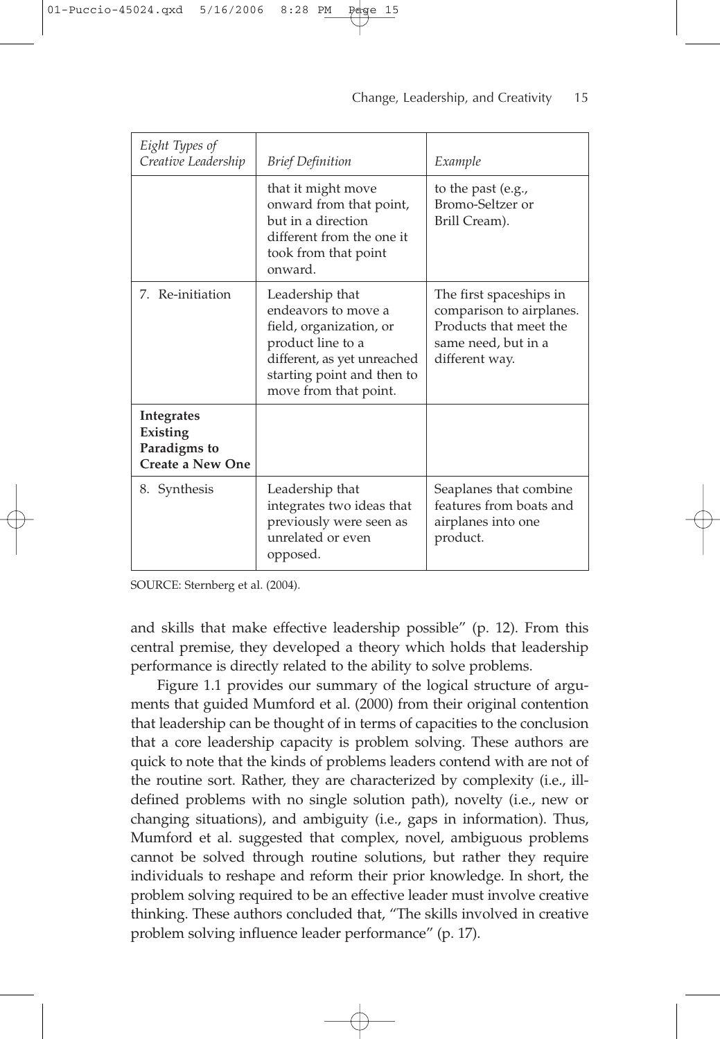| *Eight Types of Creative Leadership* | *Brief Definition* | *Example* |
|---|---|---|
| | that it might move onward from that point, but in a direction different from the one it took from that point onward. | to the past (e.g., Bromo-Seltzer or Brill Cream). |
| 7. Re-initiation | Leadership that endeavors to move a field, organization, or product line to a different, as yet unreached starting point and then to move from that point. | The first spaceships in comparison to airplanes. Products that meet the same need, but in a different way. |
| **Integrates Existing Paradigms to Create a New One** | | |
| 8. Synthesis | Leadership that integrates two ideas that previously were seen as unrelated or even opposed. | Seaplanes that combine features from boats and airplanes into one product. |

SOURCE: Sternberg et al. (2004).

and skills that make effective leadership possible" (p. 12). From this central premise, they developed a theory which holds that leadership performance is directly related to the ability to solve problems.

Figure 1.1 provides our summary of the logical structure of arguments that guided Mumford et al. (2000) from their original contention that leadership can be thought of in terms of capacities to the conclusion that a core leadership capacity is problem solving. These authors are quick to note that the kinds of problems leaders contend with are not of the routine sort. Rather, they are characterized by complexity (i.e., ill-defined problems with no single solution path), novelty (i.e., new or changing situations), and ambiguity (i.e., gaps in information). Thus, Mumford et al. suggested that complex, novel, ambiguous problems cannot be solved through routine solutions, but rather they require individuals to reshape and reform their prior knowledge. In short, the problem solving required to be an effective leader must involve creative thinking. These authors concluded that, "The skills involved in creative problem solving influence leader performance" (p. 17).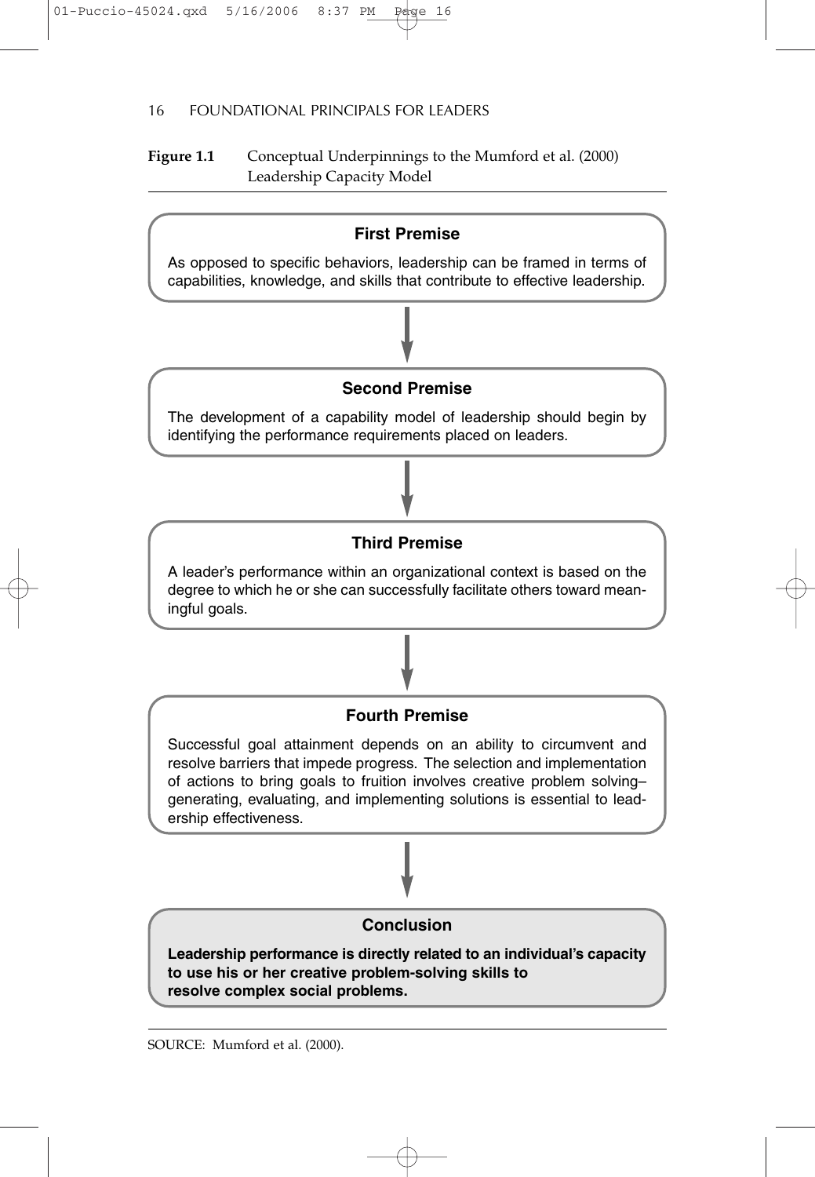**Figure 1.1** Conceptual Underpinnings to the Mumford et al. (2000) Leadership Capacity Model

**First Premise**

As opposed to specific behaviors, leadership can be framed in terms of capabilities, knowledge, and skills that contribute to effective leadership.

↓

**Second Premise**

The development of a capability model of leadership should begin by identifying the performance requirements placed on leaders.

↓

**Third Premise**

A leader's performance within an organizational context is based on the degree to which he or she can successfully facilitate others toward meaningful goals.

↓

**Fourth Premise**

Successful goal attainment depends on an ability to circumvent and resolve barriers that impede progress. The selection and implementation of actions to bring goals to fruition involves creative problem solving–generating, evaluating, and implementing solutions is essential to leadership effectiveness.

↓

**Conclusion**

**Leadership performance is directly related to an individual's capacity to use his or her creative problem-solving skills to resolve complex social problems.**

SOURCE: Mumford et al. (2000).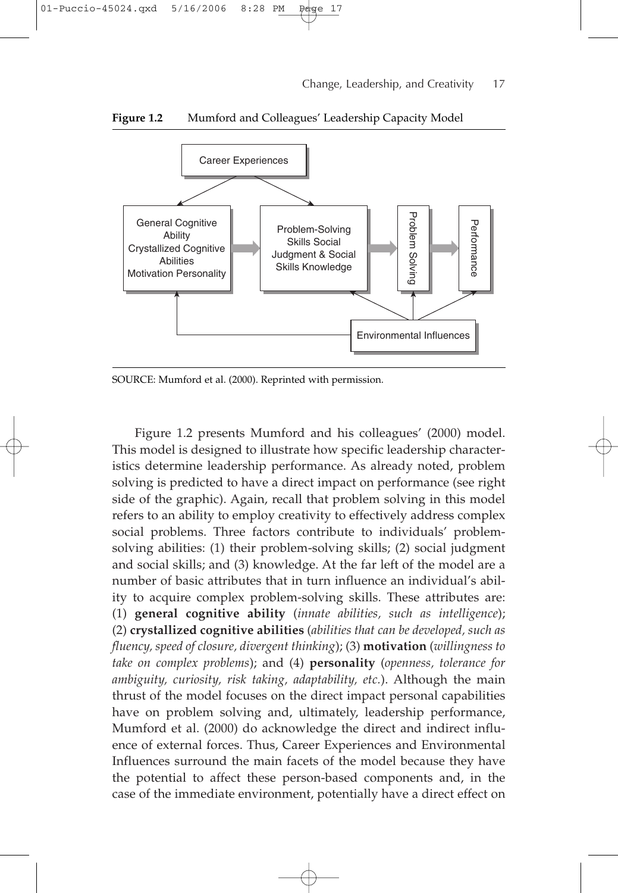**Figure 1.2** Mumford and Colleagues' Leadership Capacity Model

SOURCE: Mumford et al. (2000). Reprinted with permission.

Figure 1.2 presents Mumford and his colleagues' (2000) model. This model is designed to illustrate how specific leadership characteristics determine leadership performance. As already noted, problem solving is predicted to have a direct impact on performance (see right side of the graphic). Again, recall that problem solving in this model refers to an ability to employ creativity to effectively address complex social problems. Three factors contribute to individuals' problem-solving abilities: (1) their problem-solving skills; (2) social judgment and social skills; and (3) knowledge. At the far left of the model are a number of basic attributes that in turn influence an individual's ability to acquire complex problem-solving skills. These attributes are: (1) **general cognitive ability** (*innate abilities, such as intelligence*); (2) **crystallized cognitive abilities** (*abilities that can be developed, such as fluency, speed of closure, divergent thinking*); (3) **motivation** (*willingness to take on complex problems*); and (4) **personality** (*openness, tolerance for ambiguity, curiosity, risk taking, adaptability, etc.*). Although the main thrust of the model focuses on the direct impact personal capabilities have on problem solving and, ultimately, leadership performance, Mumford et al. (2000) do acknowledge the direct and indirect influence of external forces. Thus, Career Experiences and Environmental Influences surround the main facets of the model because they have the potential to affect these person-based components and, in the case of the immediate environment, potentially have a direct effect on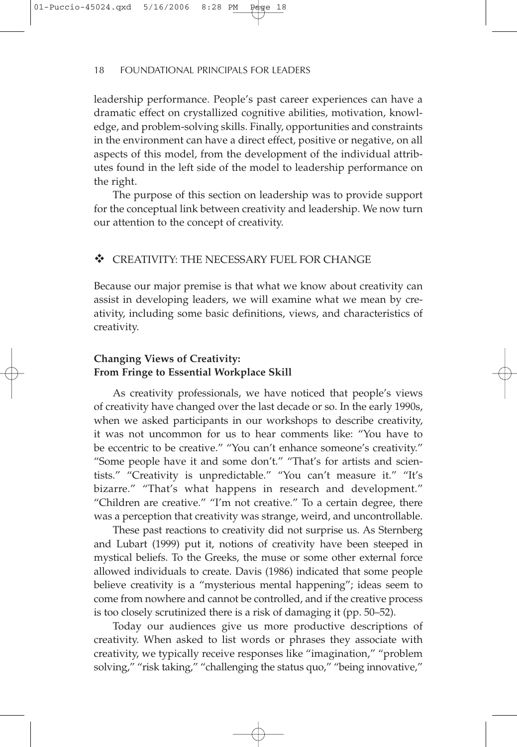leadership performance. People's past career experiences can have a dramatic effect on crystallized cognitive abilities, motivation, knowledge, and problem-solving skills. Finally, opportunities and constraints in the environment can have a direct effect, positive or negative, on all aspects of this model, from the development of the individual attributes found in the left side of the model to leadership performance on the right.

The purpose of this section on leadership was to provide support for the conceptual link between creativity and leadership. We now turn our attention to the concept of creativity.

## ❖ CREATIVITY: THE NECESSARY FUEL FOR CHANGE

Because our major premise is that what we know about creativity can assist in developing leaders, we will examine what we mean by creativity, including some basic definitions, views, and characteristics of creativity.

### Changing Views of Creativity: From Fringe to Essential Workplace Skill

As creativity professionals, we have noticed that people's views of creativity have changed over the last decade or so. In the early 1990s, when we asked participants in our workshops to describe creativity, it was not uncommon for us to hear comments like: "You have to be eccentric to be creative." "You can't enhance someone's creativity." "Some people have it and some don't." "That's for artists and scientists." "Creativity is unpredictable." "You can't measure it." "It's bizarre." "That's what happens in research and development." "Children are creative." "I'm not creative." To a certain degree, there was a perception that creativity was strange, weird, and uncontrollable.

These past reactions to creativity did not surprise us. As Sternberg and Lubart (1999) put it, notions of creativity have been steeped in mystical beliefs. To the Greeks, the muse or some other external force allowed individuals to create. Davis (1986) indicated that some people believe creativity is a "mysterious mental happening"; ideas seem to come from nowhere and cannot be controlled, and if the creative process is too closely scrutinized there is a risk of damaging it (pp. 50–52).

Today our audiences give us more productive descriptions of creativity. When asked to list words or phrases they associate with creativity, we typically receive responses like "imagination," "problem solving," "risk taking," "challenging the status quo," "being innovative,"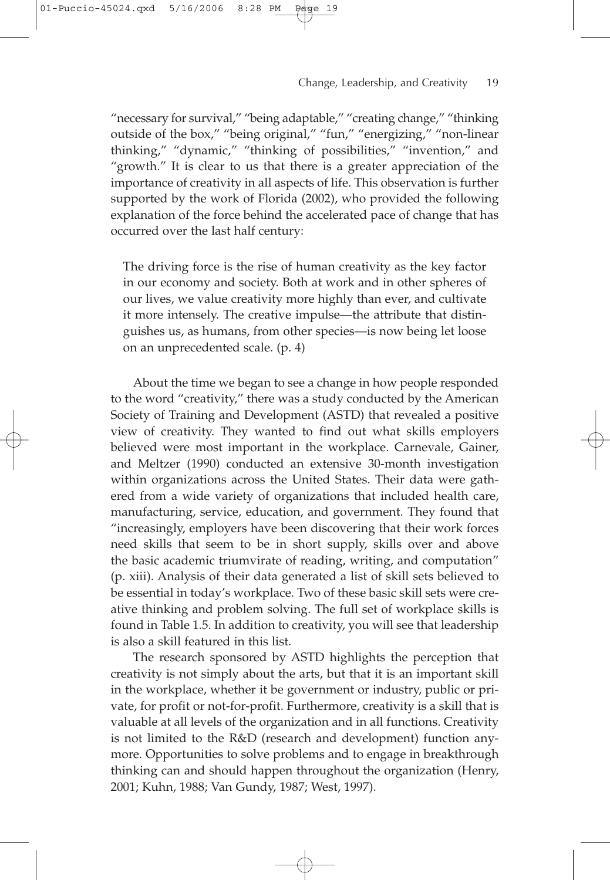"necessary for survival," "being adaptable," "creating change," "thinking outside of the box," "being original," "fun," "energizing," "non-linear thinking," "dynamic," "thinking of possibilities," "invention," and "growth." It is clear to us that there is a greater appreciation of the importance of creativity in all aspects of life. This observation is further supported by the work of Florida (2002), who provided the following explanation of the force behind the accelerated pace of change that has occurred over the last half century:

> The driving force is the rise of human creativity as the key factor in our economy and society. Both at work and in other spheres of our lives, we value creativity more highly than ever, and cultivate it more intensely. The creative impulse—the attribute that distinguishes us, as humans, from other species—is now being let loose on an unprecedented scale. (p. 4)

About the time we began to see a change in how people responded to the word "creativity," there was a study conducted by the American Society of Training and Development (ASTD) that revealed a positive view of creativity. They wanted to find out what skills employers believed were most important in the workplace. Carnevale, Gainer, and Meltzer (1990) conducted an extensive 30-month investigation within organizations across the United States. Their data were gathered from a wide variety of organizations that included health care, manufacturing, service, education, and government. They found that "increasingly, employers have been discovering that their work forces need skills that seem to be in short supply, skills over and above the basic academic triumvirate of reading, writing, and computation" (p. xiii). Analysis of their data generated a list of skill sets believed to be essential in today's workplace. Two of these basic skill sets were creative thinking and problem solving. The full set of workplace skills is found in Table 1.5. In addition to creativity, you will see that leadership is also a skill featured in this list.

The research sponsored by ASTD highlights the perception that creativity is not simply about the arts, but that it is an important skill in the workplace, whether it be government or industry, public or private, for profit or not-for-profit. Furthermore, creativity is a skill that is valuable at all levels of the organization and in all functions. Creativity is not limited to the R&D (research and development) function anymore. Opportunities to solve problems and to engage in breakthrough thinking can and should happen throughout the organization (Henry, 2001; Kuhn, 1988; Van Gundy, 1987; West, 1997).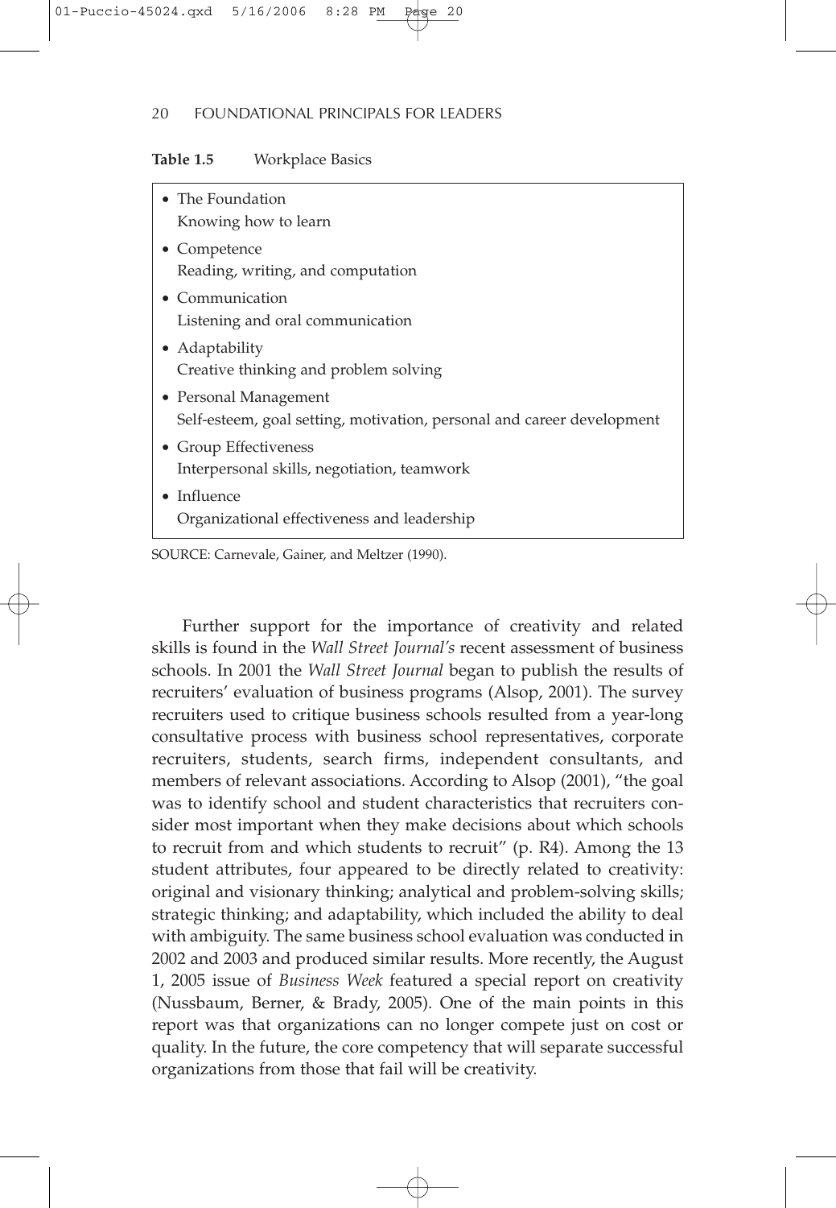**Table 1.5** Workplace Basics

- The Foundation
  Knowing how to learn
- Competence
  Reading, writing, and computation
- Communication
  Listening and oral communication
- Adaptability
  Creative thinking and problem solving
- Personal Management
  Self-esteem, goal setting, motivation, personal and career development
- Group Effectiveness
  Interpersonal skills, negotiation, teamwork
- Influence
  Organizational effectiveness and leadership

SOURCE: Carnevale, Gainer, and Meltzer (1990).

Further support for the importance of creativity and related skills is found in the *Wall Street Journal's* recent assessment of business schools. In 2001 the *Wall Street Journal* began to publish the results of recruiters' evaluation of business programs (Alsop, 2001). The survey recruiters used to critique business schools resulted from a year-long consultative process with business school representatives, corporate recruiters, students, search firms, independent consultants, and members of relevant associations. According to Alsop (2001), "the goal was to identify school and student characteristics that recruiters consider most important when they make decisions about which schools to recruit from and which students to recruit" (p. R4). Among the 13 student attributes, four appeared to be directly related to creativity: original and visionary thinking; analytical and problem-solving skills; strategic thinking; and adaptability, which included the ability to deal with ambiguity. The same business school evaluation was conducted in 2002 and 2003 and produced similar results. More recently, the August 1, 2005 issue of *Business Week* featured a special report on creativity (Nussbaum, Berner, & Brady, 2005). One of the main points in this report was that organizations can no longer compete just on cost or quality. In the future, the core competency that will separate successful organizations from those that fail will be creativity.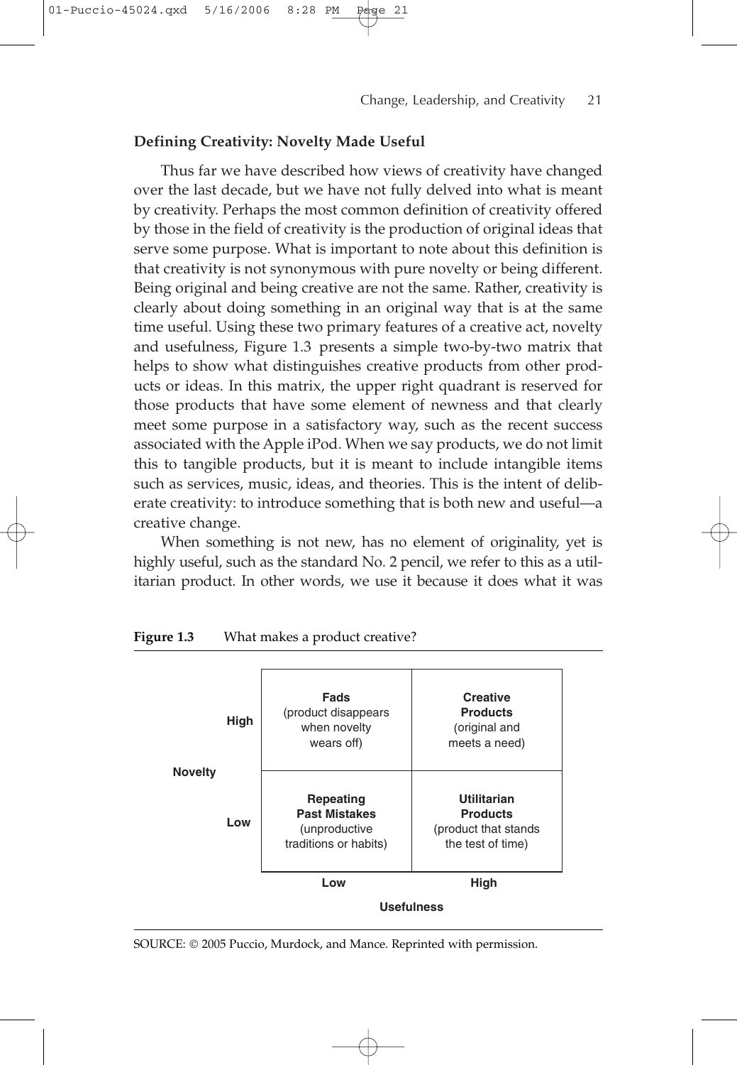### Defining Creativity: Novelty Made Useful

Thus far we have described how views of creativity have changed over the last decade, but we have not fully delved into what is meant by creativity. Perhaps the most common definition of creativity offered by those in the field of creativity is the production of original ideas that serve some purpose. What is important to note about this definition is that creativity is not synonymous with pure novelty or being different. Being original and being creative are not the same. Rather, creativity is clearly about doing something in an original way that is at the same time useful. Using these two primary features of a creative act, novelty and usefulness, Figure 1.3 presents a simple two-by-two matrix that helps to show what distinguishes creative products from other products or ideas. In this matrix, the upper right quadrant is reserved for those products that have some element of newness and that clearly meet some purpose in a satisfactory way, such as the recent success associated with the Apple iPod. When we say products, we do not limit this to tangible products, but it is meant to include intangible items such as services, music, ideas, and theories. This is the intent of deliberate creativity: to introduce something that is both new and useful—a creative change.

When something is not new, has no element of originality, yet is highly useful, such as the standard No. 2 pencil, we refer to this as a utilitarian product. In other words, we use it because it does what it was

**Figure 1.3** What makes a product creative?

| Novelty | | Usefulness: Low | Usefulness: High |
|---|---|---|---|
| | High | **Fads** (product disappears when novelty wears off) | **Creative Products** (original and meets a need) |
| | Low | **Repeating Past Mistakes** (unproductive traditions or habits) | **Utilitarian Products** (product that stands the test of time) |

SOURCE: © 2005 Puccio, Murdock, and Mance. Reprinted with permission.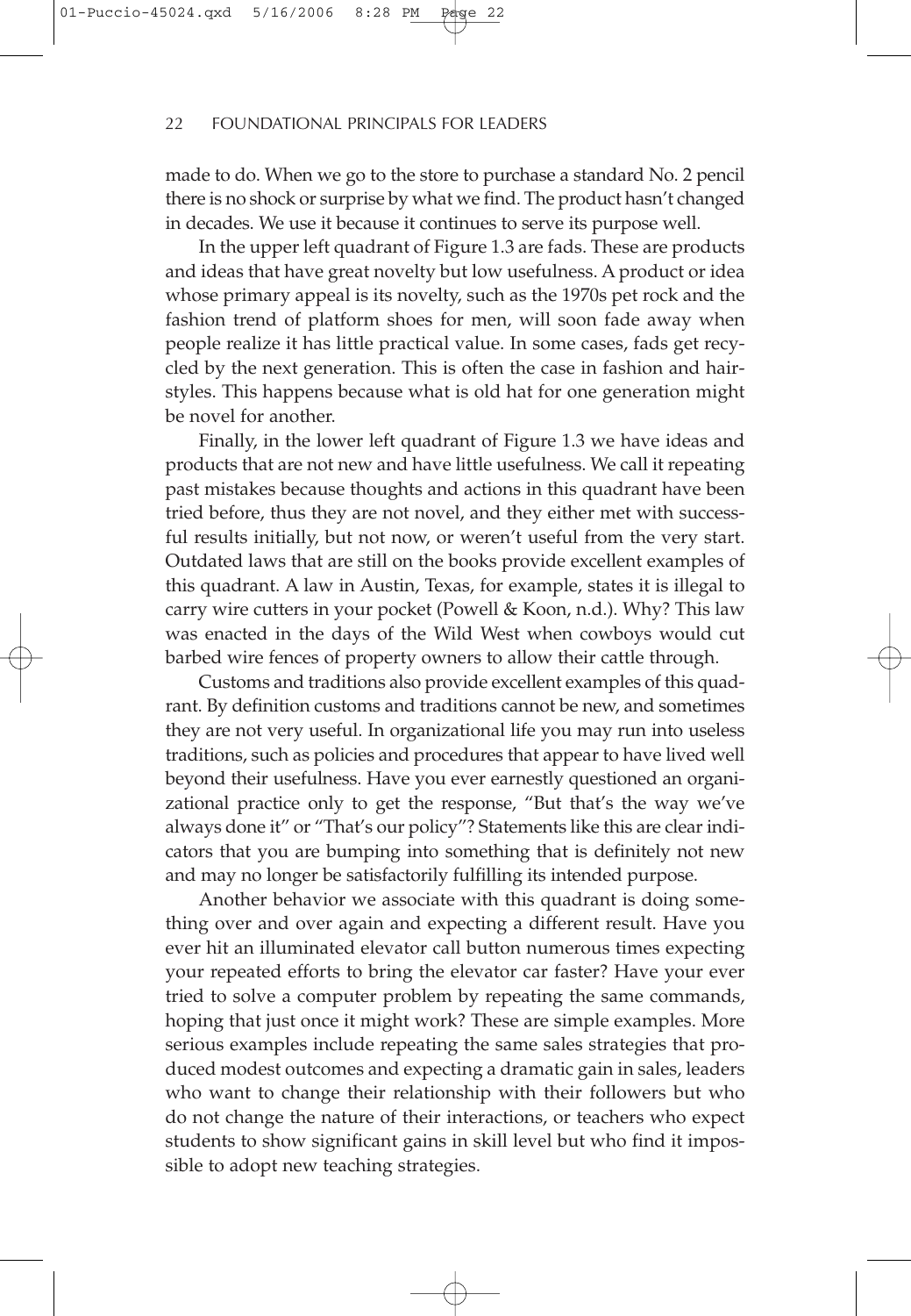made to do. When we go to the store to purchase a standard No. 2 pencil there is no shock or surprise by what we find. The product hasn't changed in decades. We use it because it continues to serve its purpose well.

In the upper left quadrant of Figure 1.3 are fads. These are products and ideas that have great novelty but low usefulness. A product or idea whose primary appeal is its novelty, such as the 1970s pet rock and the fashion trend of platform shoes for men, will soon fade away when people realize it has little practical value. In some cases, fads get recycled by the next generation. This is often the case in fashion and hairstyles. This happens because what is old hat for one generation might be novel for another.

Finally, in the lower left quadrant of Figure 1.3 we have ideas and products that are not new and have little usefulness. We call it repeating past mistakes because thoughts and actions in this quadrant have been tried before, thus they are not novel, and they either met with successful results initially, but not now, or weren't useful from the very start. Outdated laws that are still on the books provide excellent examples of this quadrant. A law in Austin, Texas, for example, states it is illegal to carry wire cutters in your pocket (Powell & Koon, n.d.). Why? This law was enacted in the days of the Wild West when cowboys would cut barbed wire fences of property owners to allow their cattle through.

Customs and traditions also provide excellent examples of this quadrant. By definition customs and traditions cannot be new, and sometimes they are not very useful. In organizational life you may run into useless traditions, such as policies and procedures that appear to have lived well beyond their usefulness. Have you ever earnestly questioned an organizational practice only to get the response, "But that's the way we've always done it" or "That's our policy"? Statements like this are clear indicators that you are bumping into something that is definitely not new and may no longer be satisfactorily fulfilling its intended purpose.

Another behavior we associate with this quadrant is doing something over and over again and expecting a different result. Have you ever hit an illuminated elevator call button numerous times expecting your repeated efforts to bring the elevator car faster? Have your ever tried to solve a computer problem by repeating the same commands, hoping that just once it might work? These are simple examples. More serious examples include repeating the same sales strategies that produced modest outcomes and expecting a dramatic gain in sales, leaders who want to change their relationship with their followers but who do not change the nature of their interactions, or teachers who expect students to show significant gains in skill level but who find it impossible to adopt new teaching strategies.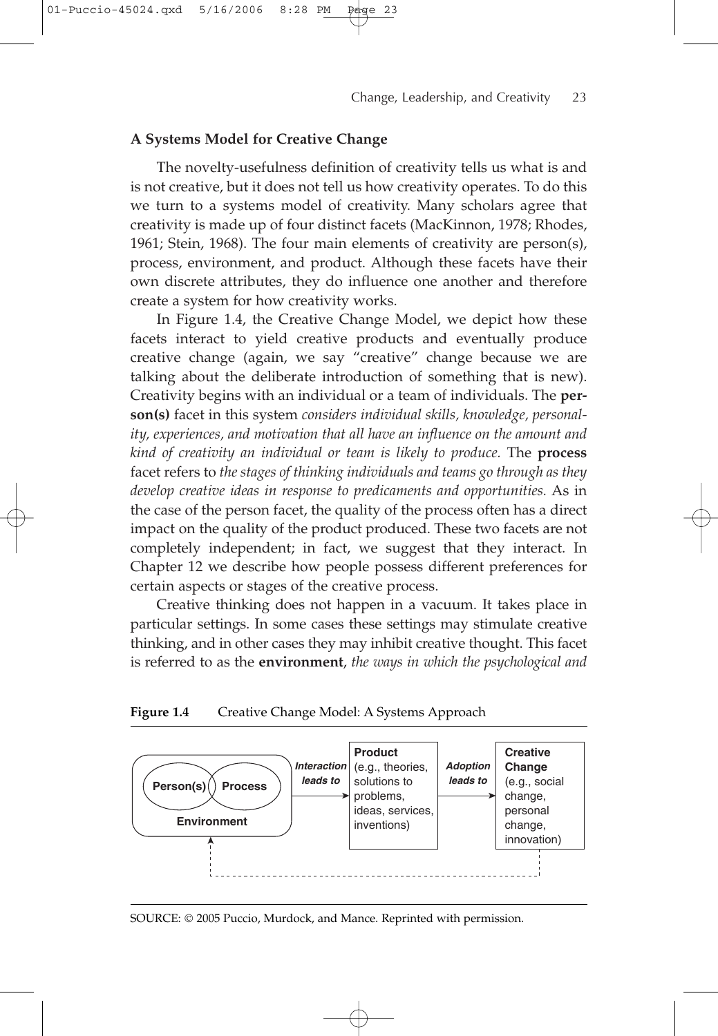**A Systems Model for Creative Change**

The novelty-usefulness definition of creativity tells us what is and is not creative, but it does not tell us how creativity operates. To do this we turn to a systems model of creativity. Many scholars agree that creativity is made up of four distinct facets (MacKinnon, 1978; Rhodes, 1961; Stein, 1968). The four main elements of creativity are person(s), process, environment, and product. Although these facets have their own discrete attributes, they do influence one another and therefore create a system for how creativity works.

In Figure 1.4, the Creative Change Model, we depict how these facets interact to yield creative products and eventually produce creative change (again, we say "creative" change because we are talking about the deliberate introduction of something that is new). Creativity begins with an individual or a team of individuals. The **person(s)** facet in this system *considers individual skills, knowledge, personality, experiences, and motivation that all have an influence on the amount and kind of creativity an individual or team is likely to produce.* The **process** facet refers to *the stages of thinking individuals and teams go through as they develop creative ideas in response to predicaments and opportunities.* As in the case of the person facet, the quality of the process often has a direct impact on the quality of the product produced. These two facets are not completely independent; in fact, we suggest that they interact. In Chapter 12 we describe how people possess different preferences for certain aspects or stages of the creative process.

Creative thinking does not happen in a vacuum. It takes place in particular settings. In some cases these settings may stimulate creative thinking, and in other cases they may inhibit creative thought. This facet is referred to as the **environment**, *the ways in which the psychological and*

**Figure 1.4** Creative Change Model: A Systems Approach

Person(s) | Process | Environment — *Interaction leads to* → **Product** (e.g., theories, solutions to problems, ideas, services, inventions) — *Adoption leads to* → **Creative Change** (e.g., social change, personal change, innovation)

SOURCE: © 2005 Puccio, Murdock, and Mance. Reprinted with permission.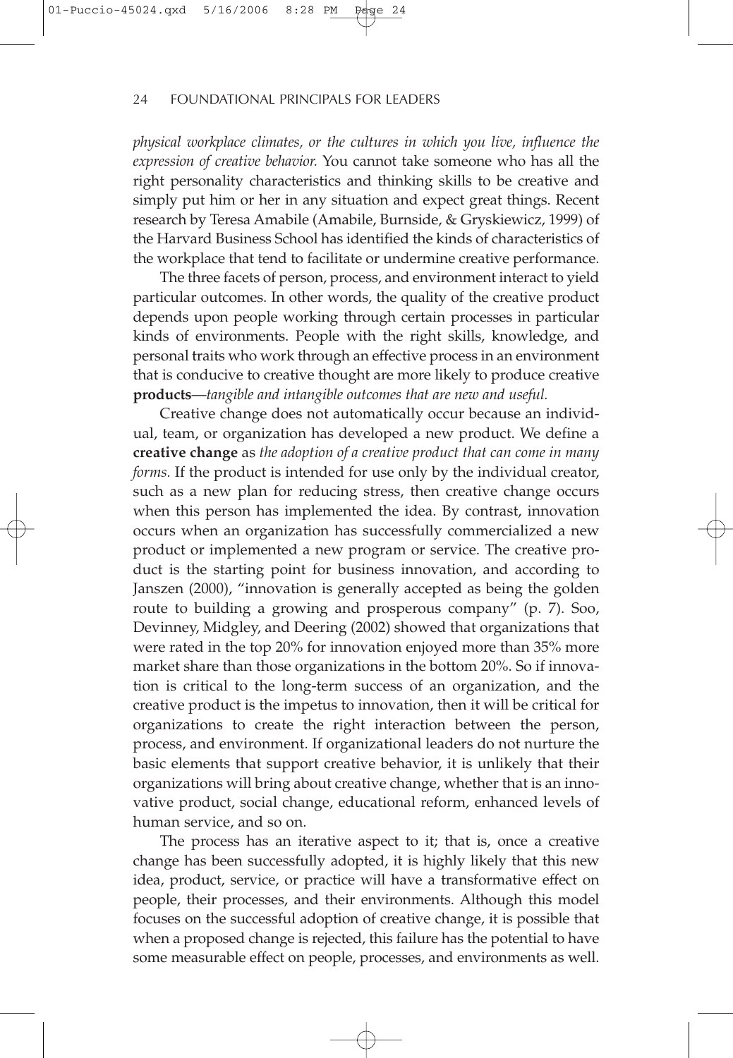*physical workplace climates, or the cultures in which you live, influence the expression of creative behavior.* You cannot take someone who has all the right personality characteristics and thinking skills to be creative and simply put him or her in any situation and expect great things. Recent research by Teresa Amabile (Amabile, Burnside, & Gryskiewicz, 1999) of the Harvard Business School has identified the kinds of characteristics of the workplace that tend to facilitate or undermine creative performance.

The three facets of person, process, and environment interact to yield particular outcomes. In other words, the quality of the creative product depends upon people working through certain processes in particular kinds of environments. People with the right skills, knowledge, and personal traits who work through an effective process in an environment that is conducive to creative thought are more likely to produce creative **products**—*tangible and intangible outcomes that are new and useful.*

Creative change does not automatically occur because an individual, team, or organization has developed a new product. We define a **creative change** as *the adoption of a creative product that can come in many forms.* If the product is intended for use only by the individual creator, such as a new plan for reducing stress, then creative change occurs when this person has implemented the idea. By contrast, innovation occurs when an organization has successfully commercialized a new product or implemented a new program or service. The creative product is the starting point for business innovation, and according to Janszen (2000), "innovation is generally accepted as being the golden route to building a growing and prosperous company" (p. 7). Soo, Devinney, Midgley, and Deering (2002) showed that organizations that were rated in the top 20% for innovation enjoyed more than 35% more market share than those organizations in the bottom 20%. So if innovation is critical to the long-term success of an organization, and the creative product is the impetus to innovation, then it will be critical for organizations to create the right interaction between the person, process, and environment. If organizational leaders do not nurture the basic elements that support creative behavior, it is unlikely that their organizations will bring about creative change, whether that is an innovative product, social change, educational reform, enhanced levels of human service, and so on.

The process has an iterative aspect to it; that is, once a creative change has been successfully adopted, it is highly likely that this new idea, product, service, or practice will have a transformative effect on people, their processes, and their environments. Although this model focuses on the successful adoption of creative change, it is possible that when a proposed change is rejected, this failure has the potential to have some measurable effect on people, processes, and environments as well.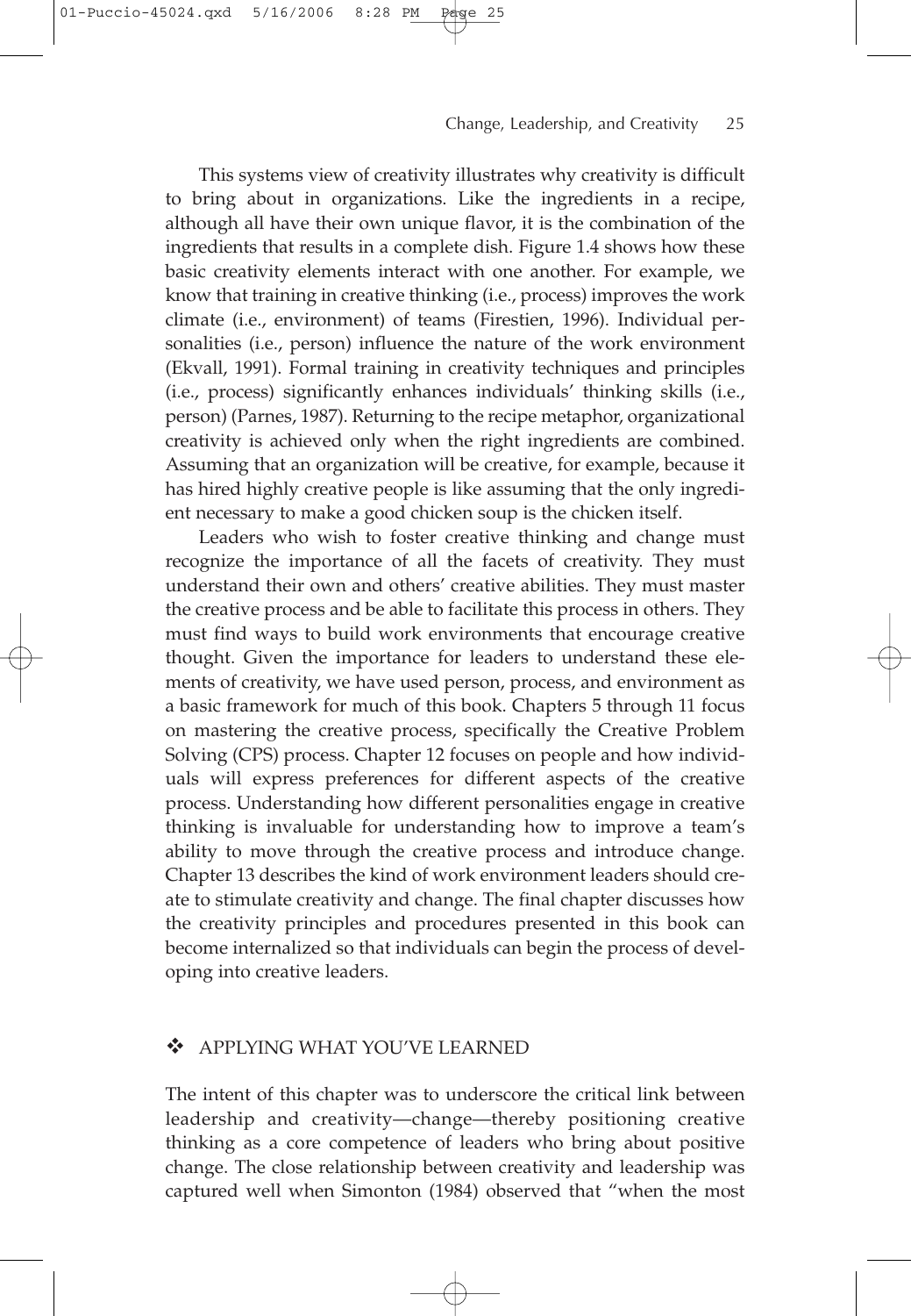This systems view of creativity illustrates why creativity is difficult to bring about in organizations. Like the ingredients in a recipe, although all have their own unique flavor, it is the combination of the ingredients that results in a complete dish. Figure 1.4 shows how these basic creativity elements interact with one another. For example, we know that training in creative thinking (i.e., process) improves the work climate (i.e., environment) of teams (Firestien, 1996). Individual personalities (i.e., person) influence the nature of the work environment (Ekvall, 1991). Formal training in creativity techniques and principles (i.e., process) significantly enhances individuals' thinking skills (i.e., person) (Parnes, 1987). Returning to the recipe metaphor, organizational creativity is achieved only when the right ingredients are combined. Assuming that an organization will be creative, for example, because it has hired highly creative people is like assuming that the only ingredient necessary to make a good chicken soup is the chicken itself.

Leaders who wish to foster creative thinking and change must recognize the importance of all the facets of creativity. They must understand their own and others' creative abilities. They must master the creative process and be able to facilitate this process in others. They must find ways to build work environments that encourage creative thought. Given the importance for leaders to understand these elements of creativity, we have used person, process, and environment as a basic framework for much of this book. Chapters 5 through 11 focus on mastering the creative process, specifically the Creative Problem Solving (CPS) process. Chapter 12 focuses on people and how individuals will express preferences for different aspects of the creative process. Understanding how different personalities engage in creative thinking is invaluable for understanding how to improve a team's ability to move through the creative process and introduce change. Chapter 13 describes the kind of work environment leaders should create to stimulate creativity and change. The final chapter discusses how the creativity principles and procedures presented in this book can become internalized so that individuals can begin the process of developing into creative leaders.

## ❖ APPLYING WHAT YOU'VE LEARNED

The intent of this chapter was to underscore the critical link between leadership and creativity—change—thereby positioning creative thinking as a core competence of leaders who bring about positive change. The close relationship between creativity and leadership was captured well when Simonton (1984) observed that "when the most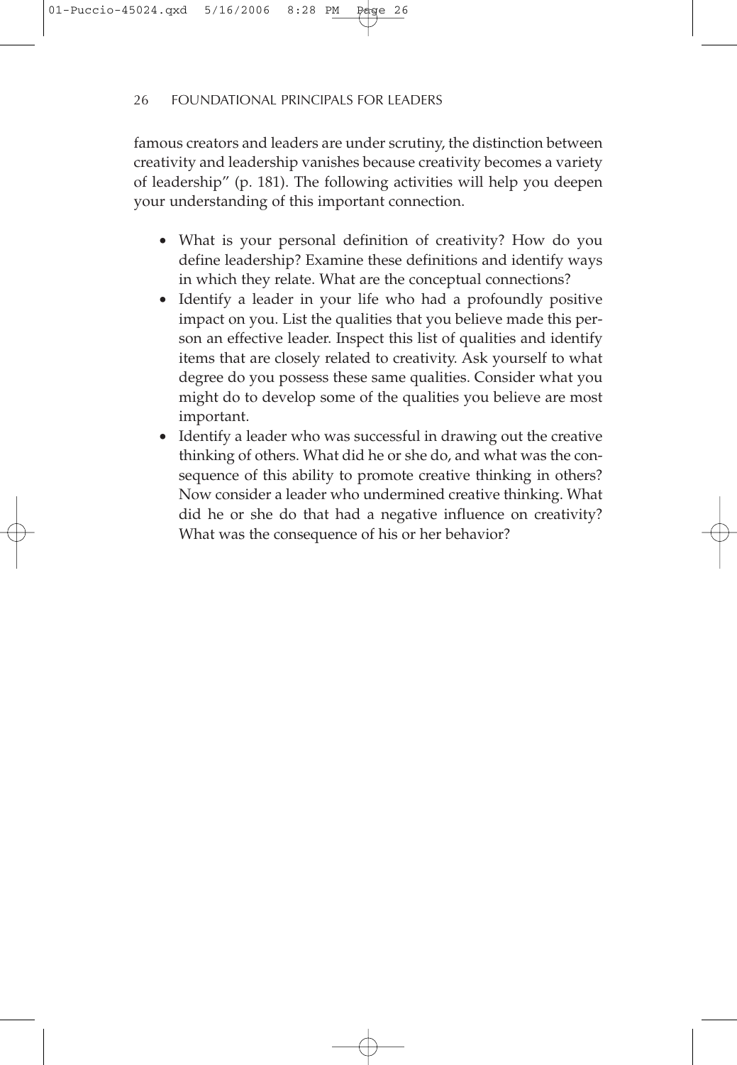famous creators and leaders are under scrutiny, the distinction between creativity and leadership vanishes because creativity becomes a variety of leadership" (p. 181). The following activities will help you deepen your understanding of this important connection.

- What is your personal definition of creativity? How do you define leadership? Examine these definitions and identify ways in which they relate. What are the conceptual connections?
- Identify a leader in your life who had a profoundly positive impact on you. List the qualities that you believe made this person an effective leader. Inspect this list of qualities and identify items that are closely related to creativity. Ask yourself to what degree do you possess these same qualities. Consider what you might do to develop some of the qualities you believe are most important.
- Identify a leader who was successful in drawing out the creative thinking of others. What did he or she do, and what was the consequence of this ability to promote creative thinking in others? Now consider a leader who undermined creative thinking. What did he or she do that had a negative influence on creativity? What was the consequence of his or her behavior?